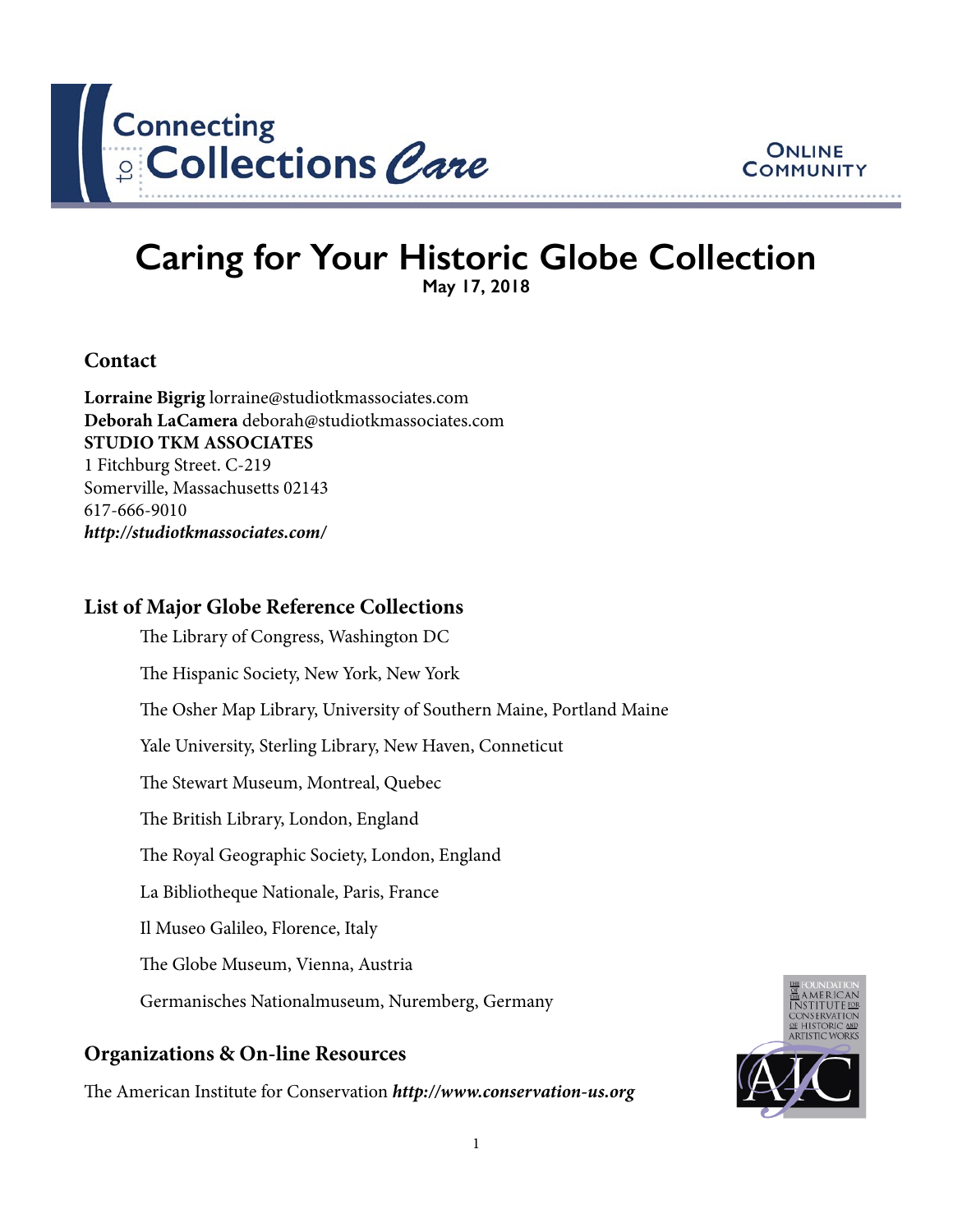Connecting to Collections Care

Online Community

# Caring for Your Historic Globe Collection

**May 17, 2018**

## Contact

**Lorraine Bigrig** lorraine@studiotkmassociates.com
**Deborah LaCamera** deborah@studiotkmassociates.com
**STUDIO TKM ASSOCIATES**
1 Fitchburg Street. C-219
Somerville, Massachusetts 02143
617-666-9010
***http://studiotkmassociates.com/***

## List of Major Globe Reference Collections

The Library of Congress, Washington DC

The Hispanic Society, New York, New York

The Osher Map Library, University of Southern Maine, Portland Maine

Yale University, Sterling Library, New Haven, Conneticut

The Stewart Museum, Montreal, Quebec

The British Library, London, England

The Royal Geographic Society, London, England

La Bibliotheque Nationale, Paris, France

Il Museo Galileo, Florence, Italy

The Globe Museum, Vienna, Austria

Germanisches Nationalmuseum, Nuremberg, Germany

## Organizations & On-line Resources

The American Institute for Conservation ***http://www.conservation-us.org***

The Foundation of the American Institute for Conservation of Historic and Artistic Works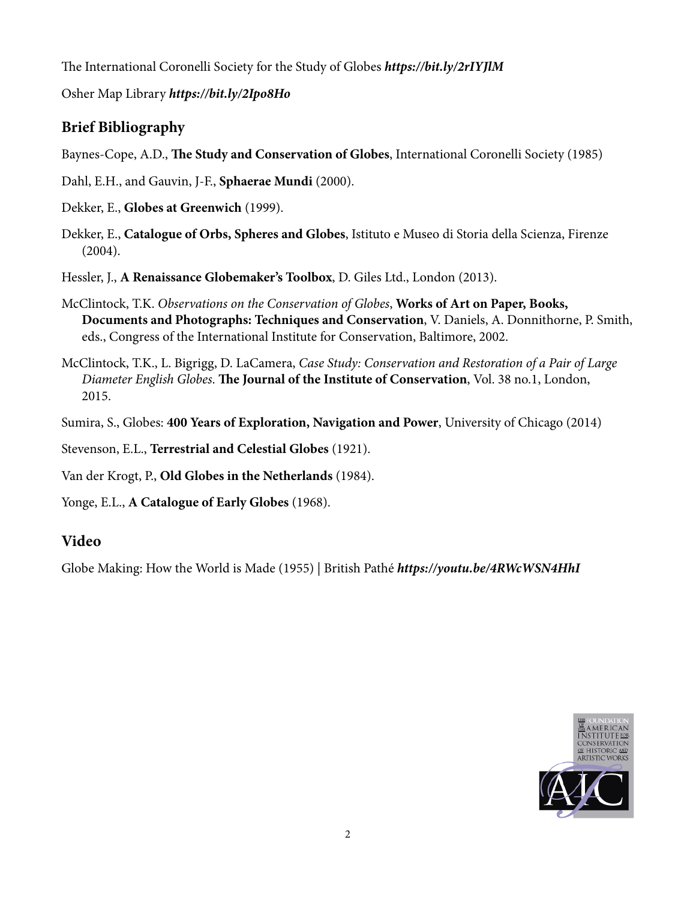The International Coronelli Society for the Study of Globes ***https://bit.ly/2rIYJlM***

Osher Map Library ***https://bit.ly/2Ipo8Ho***

## Brief Bibliography

Baynes-Cope, A.D., **The Study and Conservation of Globes**, International Coronelli Society (1985)

Dahl, E.H., and Gauvin, J-F., **Sphaerae Mundi** (2000).

Dekker, E., **Globes at Greenwich** (1999).

Dekker, E., **Catalogue of Orbs, Spheres and Globes**, Istituto e Museo di Storia della Scienza, Firenze (2004).

Hessler, J., **A Renaissance Globemaker's Toolbox**, D. Giles Ltd., London (2013).

McClintock, T.K. *Observations on the Conservation of Globes*, **Works of Art on Paper, Books, Documents and Photographs: Techniques and Conservation**, V. Daniels, A. Donnithorne, P. Smith, eds., Congress of the International Institute for Conservation, Baltimore, 2002.

McClintock, T.K., L. Bigrigg, D. LaCamera, *Case Study: Conservation and Restoration of a Pair of Large Diameter English Globes.* **The Journal of the Institute of Conservation**, Vol. 38 no.1, London, 2015.

Sumira, S., Globes: **400 Years of Exploration, Navigation and Power**, University of Chicago (2014)

Stevenson, E.L., **Terrestrial and Celestial Globes** (1921).

Van der Krogt, P., **Old Globes in the Netherlands** (1984).

Yonge, E.L., **A Catalogue of Early Globes** (1968).

## Video

Globe Making: How the World is Made (1955) | British Pathé ***https://youtu.be/4RWcWSN4HhI***

THE FOUNDATION OF THE AMERICAN INSTITUTE FOR CONSERVATION OF HISTORIC AND ARTISTIC WORKS

AIC